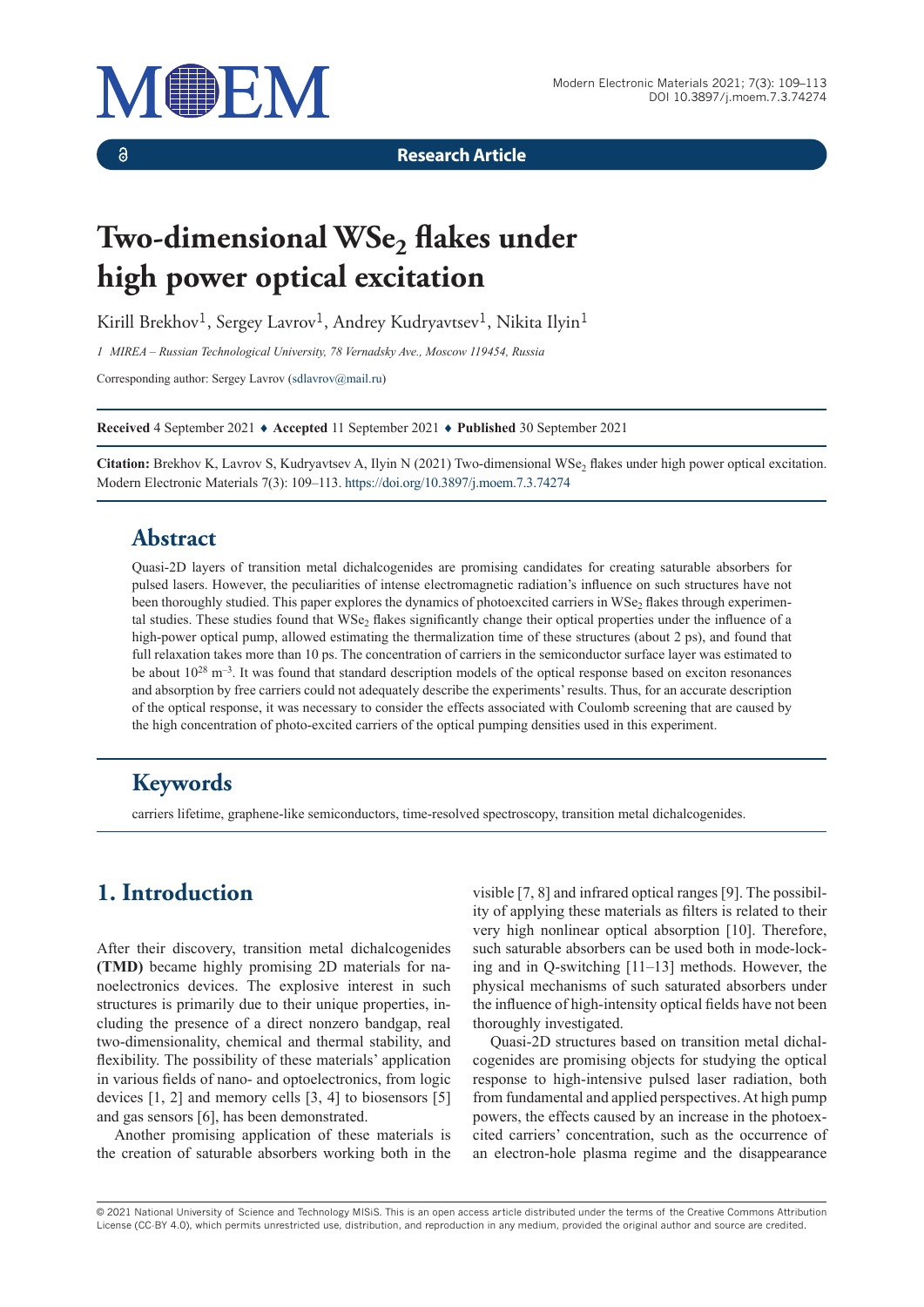Research Article

# Two-dimensional $WSe_2$ flakes under high power optical excitation

Kirill Brekhov[1], Sergey Lavrov[1], Andrey Kudryavtsev[1], Nikita Ilyin[1]

*1 MIREA – Russian Technological University, 78 Vernadsky Ave., Moscow 119454, Russia*

Corresponding author: Sergey Lavrov (sdlavrov@mail.ru)

**Received** 4 September 2021 ♦ **Accepted** 11 September 2021 ♦ **Published** 30 September 2021

**Citation:** Brekhov K, Lavrov S, Kudryavtsev A, Ilyin N (2021) Two-dimensional $WSe_2$ flakes under high power optical excitation. Modern Electronic Materials 7(3): 109–113. https://doi.org/10.3897/j.moem.7.3.74274

## Abstract

Quasi-2D layers of transition metal dichalcogenides are promising candidates for creating saturable absorbers for pulsed lasers. However, the peculiarities of intense electromagnetic radiation's influence on such structures have not been thoroughly studied. This paper explores the dynamics of photoexcited carriers in $WSe_2$ flakes through experimental studies. These studies found that $WSe_2$ flakes significantly change their optical properties under the influence of a high-power optical pump, allowed estimating the thermalization time of these structures (about 2 ps), and found that full relaxation takes more than 10 ps. The concentration of carriers in the semiconductor surface layer was estimated to be about $10^{28}$ $m^{-3}$. It was found that standard description models of the optical response based on exciton resonances and absorption by free carriers could not adequately describe the experiments' results. Thus, for an accurate description of the optical response, it was necessary to consider the effects associated with Coulomb screening that are caused by the high concentration of photo-excited carriers of the optical pumping densities used in this experiment.

## Keywords

carriers lifetime, graphene-like semiconductors, time-resolved spectroscopy, transition metal dichalcogenides.

## 1. Introduction

After their discovery, transition metal dichalcogenides **(TMD)** became highly promising 2D materials for nanoelectronics devices. The explosive interest in such structures is primarily due to their unique properties, including the presence of a direct nonzero bandgap, real two-dimensionality, chemical and thermal stability, and flexibility. The possibility of these materials' application in various fields of nano- and optoelectronics, from logic devices [1, 2] and memory cells [3, 4] to biosensors [5] and gas sensors [6], has been demonstrated.

Another promising application of these materials is the creation of saturable absorbers working both in the visible [7, 8] and infrared optical ranges [9]. The possibility of applying these materials as filters is related to their very high nonlinear optical absorption [10]. Therefore, such saturable absorbers can be used both in mode-locking and in Q-switching [11–13] methods. However, the physical mechanisms of such saturated absorbers under the influence of high-intensity optical fields have not been thoroughly investigated.

Quasi-2D structures based on transition metal dichalcogenides are promising objects for studying the optical response to high-intensive pulsed laser radiation, both from fundamental and applied perspectives. At high pump powers, the effects caused by an increase in the photoexcited carriers' concentration, such as the occurrence of an electron-hole plasma regime and the disappearance

© 2021 National University of Science and Technology MISiS. This is an open access article distributed under the terms of the Creative Commons Attribution License (CC-BY 4.0), which permits unrestricted use, distribution, and reproduction in any medium, provided the original author and source are credited.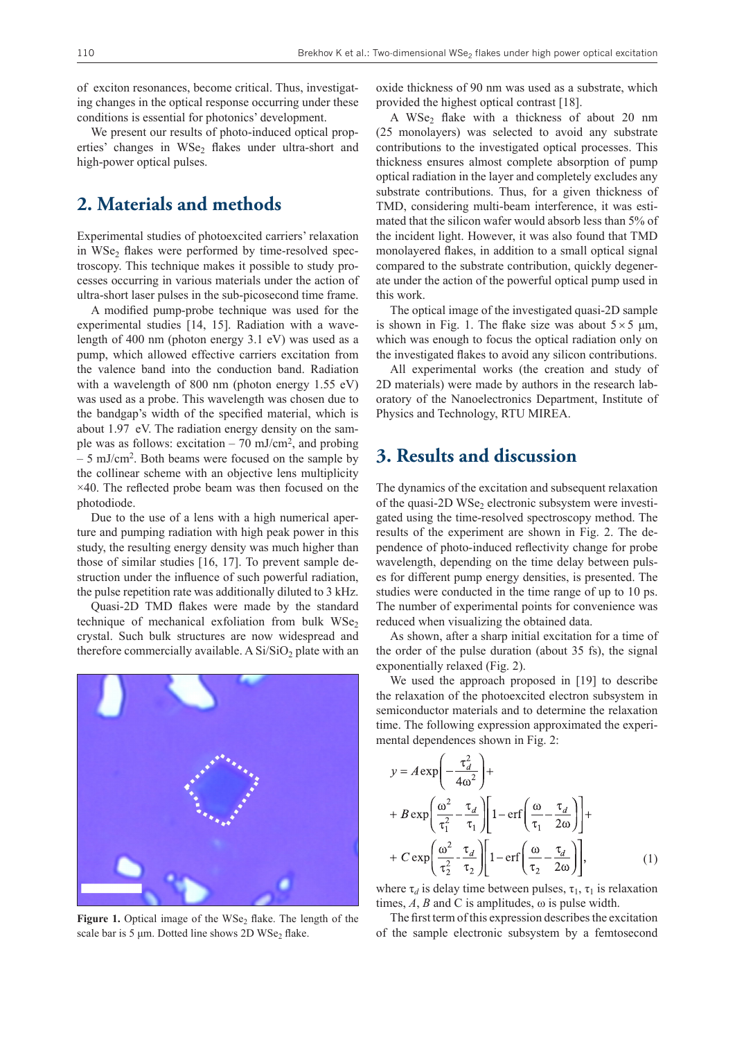of exciton resonances, become critical. Thus, investigating changes in the optical response occurring under these conditions is essential for photonics' development.

We present our results of photo-induced optical properties' changes in $WSe_2$ flakes under ultra-short and high-power optical pulses.

## 2. Materials and methods

Experimental studies of photoexcited carriers' relaxation in $WSe_2$ flakes were performed by time-resolved spectroscopy. This technique makes it possible to study processes occurring in various materials under the action of ultra-short laser pulses in the sub-picosecond time frame.

A modified pump-probe technique was used for the experimental studies [14, 15]. Radiation with a wavelength of 400 nm (photon energy 3.1 eV) was used as a pump, which allowed effective carriers excitation from the valence band into the conduction band. Radiation with a wavelength of 800 nm (photon energy 1.55 eV) was used as a probe. This wavelength was chosen due to the bandgap's width of the specified material, which is about 1.97 eV. The radiation energy density on the sample was as follows: excitation – 70 mJ/cm$^2$, and probing – 5 mJ/cm$^2$. Both beams were focused on the sample by the collinear scheme with an objective lens multiplicity ×40. The reflected probe beam was then focused on the photodiode.

Due to the use of a lens with a high numerical aperture and pumping radiation with high peak power in this study, the resulting energy density was much higher than those of similar studies [16, 17]. To prevent sample destruction under the influence of such powerful radiation, the pulse repetition rate was additionally diluted to 3 kHz.

Quasi-2D TMD flakes were made by the standard technique of mechanical exfoliation from bulk $WSe_2$ crystal. Such bulk structures are now widespread and therefore commercially available. A $Si/SiO_2$ plate with an oxide thickness of 90 nm was used as a substrate, which provided the highest optical contrast [18].

A $WSe_2$ flake with a thickness of about 20 nm (25 monolayers) was selected to avoid any substrate contributions to the investigated optical processes. This thickness ensures almost complete absorption of pump optical radiation in the layer and completely excludes any substrate contributions. Thus, for a given thickness of TMD, considering multi-beam interference, it was estimated that the silicon wafer would absorb less than 5% of the incident light. However, it was also found that TMD monolayered flakes, in addition to a small optical signal compared to the substrate contribution, quickly degenerate under the action of the powerful optical pump used in this work.

The optical image of the investigated quasi-2D sample is shown in Fig. 1. The flake size was about $5 \times 5$ μm, which was enough to focus the optical radiation only on the investigated flakes to avoid any silicon contributions.

All experimental works (the creation and study of 2D materials) were made by authors in the research laboratory of the Nanoelectronics Department, Institute of Physics and Technology, RTU MIREA.

**Figure 1.** Optical image of the $WSe_2$ flake. The length of the scale bar is 5 μm. Dotted line shows 2D $WSe_2$ flake.

## 3. Results and discussion

The dynamics of the excitation and subsequent relaxation of the quasi-2D $WSe_2$ electronic subsystem were investigated using the time-resolved spectroscopy method. The results of the experiment are shown in Fig. 2. The dependence of photo-induced reflectivity change for probe wavelength, depending on the time delay between pulses for different pump energy densities, is presented. The studies were conducted in the time range of up to 10 ps. The number of experimental points for convenience was reduced when visualizing the obtained data.

As shown, after a sharp initial excitation for a time of the order of the pulse duration (about 35 fs), the signal exponentially relaxed (Fig. 2).

We used the approach proposed in [19] to describe the relaxation of the photoexcited electron subsystem in semiconductor materials and to determine the relaxation time. The following expression approximated the experimental dependences shown in Fig. 2:

$$y = A\exp\left(-\frac{\tau_d^2}{4\omega^2}\right) + B\exp\left(\frac{\omega^2}{\tau_1^2} - \frac{\tau_d}{\tau_1}\right)\left[1 - \mathrm{erf}\left(\frac{\omega}{\tau_1} - \frac{\tau_d}{2\omega}\right)\right] + C\exp\left(\frac{\omega^2}{\tau_2^2} - \frac{\tau_d}{\tau_2}\right)\left[1 - \mathrm{erf}\left(\frac{\omega}{\tau_2} - \frac{\tau_d}{2\omega}\right)\right], \quad (1)$$

where $\tau_d$ is delay time between pulses, $\tau_1$, $\tau_1$ is relaxation times, $A$, $B$ and C is amplitudes, ω is pulse width.

The first term of this expression describes the excitation of the sample electronic subsystem by a femtosecond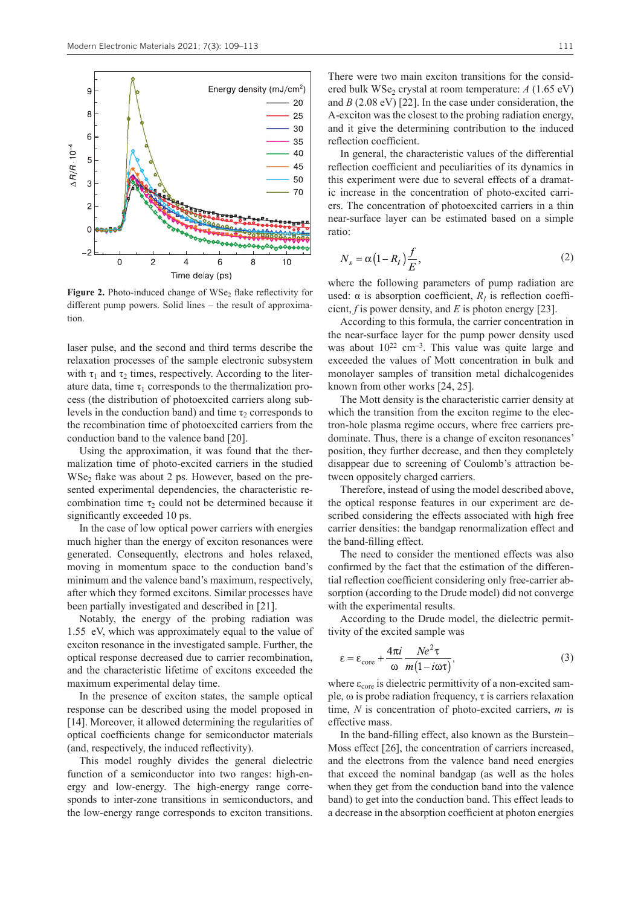**Figure 2.** Photo-induced change of $WSe_2$ flake reflectivity for different pump powers. Solid lines – the result of approximation.

laser pulse, and the second and third terms describe the relaxation processes of the sample electronic subsystem with $\tau_1$ and $\tau_2$ times, respectively. According to the literature data, time $\tau_1$ corresponds to the thermalization process (the distribution of photoexcited carriers along sublevels in the conduction band) and time $\tau_2$ corresponds to the recombination time of photoexcited carriers from the conduction band to the valence band [20].

Using the approximation, it was found that the thermalization time of photo-excited carriers in the studied $WSe_2$ flake was about 2 ps. However, based on the presented experimental dependencies, the characteristic recombination time $\tau_2$ could not be determined because it significantly exceeded 10 ps.

In the case of low optical power carriers with energies much higher than the energy of exciton resonances were generated. Consequently, electrons and holes relaxed, moving in momentum space to the conduction band's minimum and the valence band's maximum, respectively, after which they formed excitons. Similar processes have been partially investigated and described in [21].

Notably, the energy of the probing radiation was 1.55 eV, which was approximately equal to the value of exciton resonance in the investigated sample. Further, the optical response decreased due to carrier recombination, and the characteristic lifetime of excitons exceeded the maximum experimental delay time.

In the presence of exciton states, the sample optical response can be described using the model proposed in [14]. Moreover, it allowed determining the regularities of optical coefficients change for semiconductor materials (and, respectively, the induced reflectivity).

This model roughly divides the general dielectric function of a semiconductor into two ranges: high-energy and low-energy. The high-energy range corresponds to inter-zone transitions in semiconductors, and the low-energy range corresponds to exciton transitions.

There were two main exciton transitions for the considered bulk $WSe_2$ crystal at room temperature: *A* (1.65 eV) and *B* (2.08 eV) [22]. In the case under consideration, the A-exciton was the closest to the probing radiation energy, and it give the determining contribution to the induced reflection coefficient.

In general, the characteristic values of the differential reflection coefficient and peculiarities of its dynamics in this experiment were due to several effects of a dramatic increase in the concentration of photo-excited carriers. The concentration of photoexcited carriers in a thin near-surface layer can be estimated based on a simple ratio:

$$N_s = \alpha\left(1 - R_I\right)\frac{f}{E}, \tag{2}$$

where the following parameters of pump radiation are used: $\alpha$ is absorption coefficient, $R_I$ is reflection coefficient, $f$ is power density, and $E$ is photon energy [23].

According to this formula, the carrier concentration in the near-surface layer for the pump power density used was about $10^{22}$ $cm^{-3}$. This value was quite large and exceeded the values of Mott concentration in bulk and monolayer samples of transition metal dichalcogenides known from other works [24, 25].

The Mott density is the characteristic carrier density at which the transition from the exciton regime to the electron-hole plasma regime occurs, where free carriers predominate. Thus, there is a change of exciton resonances' position, they further decrease, and then they completely disappear due to screening of Coulomb's attraction between oppositely charged carriers.

Therefore, instead of using the model described above, the optical response features in our experiment are described considering the effects associated with high free carrier densities: the bandgap renormalization effect and the band-filling effect.

The need to consider the mentioned effects was also confirmed by the fact that the estimation of the differential reflection coefficient considering only free-carrier absorption (according to the Drude model) did not converge with the experimental results.

According to the Drude model, the dielectric permittivity of the excited sample was

$$\varepsilon = \varepsilon_{core} + \frac{4\pi i}{\omega}\frac{Ne^2\tau}{m\left(1 - i\omega\tau\right)}, \tag{3}$$

where $\varepsilon_{core}$ is dielectric permittivity of a non-excited sample, $\omega$ is probe radiation frequency, $\tau$ is carriers relaxation time, $N$ is concentration of photo-excited carriers, $m$ is effective mass.

In the band-filling effect, also known as the Burstein–Moss effect [26], the concentration of carriers increased, and the electrons from the valence band need energies that exceed the nominal bandgap (as well as the holes when they get from the conduction band into the valence band) to get into the conduction band. This effect leads to a decrease in the absorption coefficient at photon energies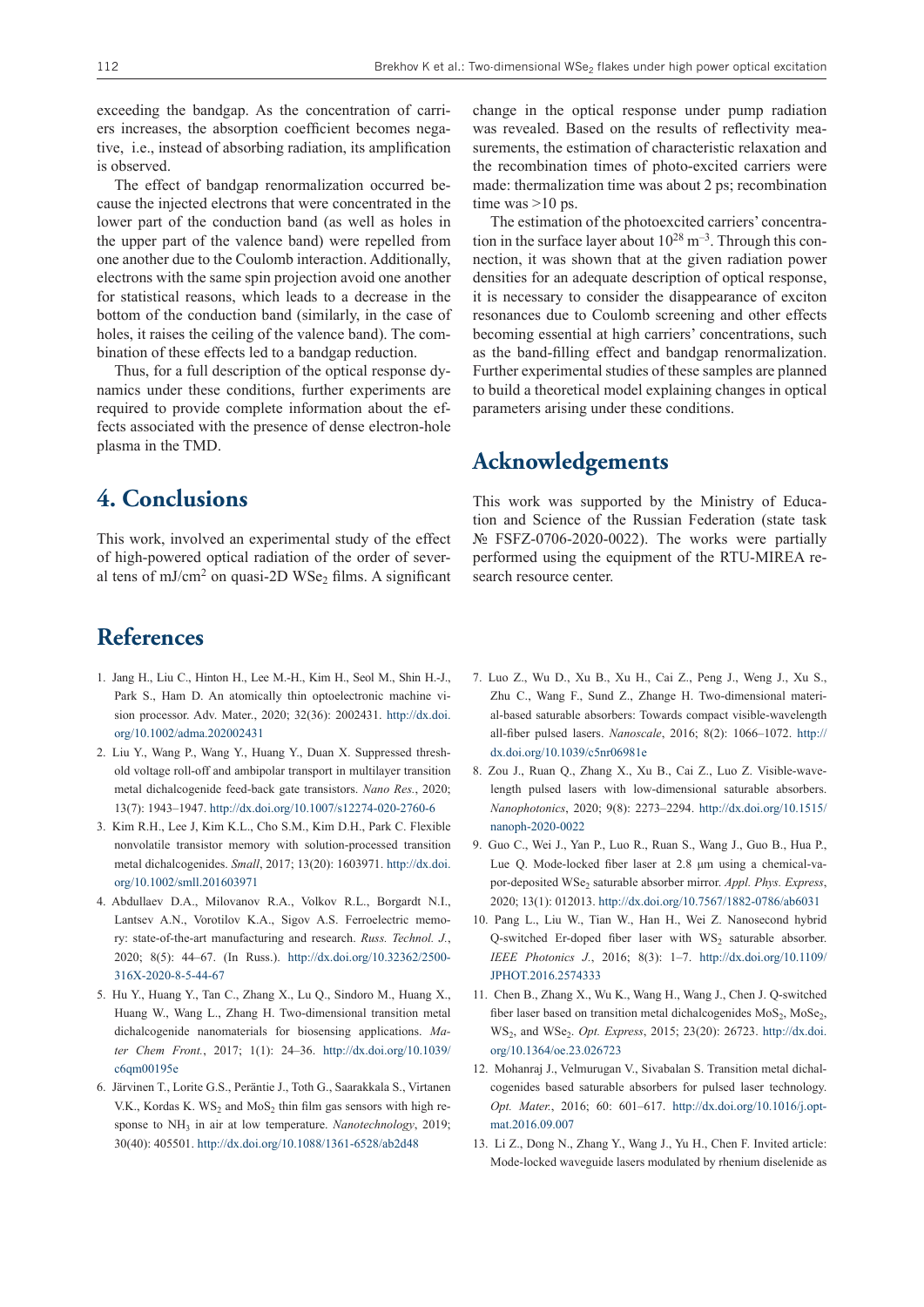exceeding the bandgap. As the concentration of carriers increases, the absorption coefficient becomes negative, i.e., instead of absorbing radiation, its amplification is observed.

The effect of bandgap renormalization occurred because the injected electrons that were concentrated in the lower part of the conduction band (as well as holes in the upper part of the valence band) were repelled from one another due to the Coulomb interaction. Additionally, electrons with the same spin projection avoid one another for statistical reasons, which leads to a decrease in the bottom of the conduction band (similarly, in the case of holes, it raises the ceiling of the valence band). The combination of these effects led to a bandgap reduction.

Thus, for a full description of the optical response dynamics under these conditions, further experiments are required to provide complete information about the effects associated with the presence of dense electron-hole plasma in the TMD.

## 4. Conclusions

This work, involved an experimental study of the effect of high-powered optical radiation of the order of several tens of mJ/cm$^2$ on quasi-2D $WSe_2$ films. A significant change in the optical response under pump radiation was revealed. Based on the results of reflectivity measurements, the estimation of characteristic relaxation and the recombination times of photo-excited carriers were made: thermalization time was about 2 ps; recombination time was >10 ps.

The estimation of the photoexcited carriers' concentration in the surface layer about $10^{28}$ m$^{-3}$. Through this connection, it was shown that at the given radiation power densities for an adequate description of optical response, it is necessary to consider the disappearance of exciton resonances due to Coulomb screening and other effects becoming essential at high carriers' concentrations, such as the band-filling effect and bandgap renormalization. Further experimental studies of these samples are planned to build a theoretical model explaining changes in optical parameters arising under these conditions.

## Acknowledgements

This work was supported by the Ministry of Education and Science of the Russian Federation (state task № FSFZ-0706-2020-0022). The works were partially performed using the equipment of the RTU-MIREA research resource center.

## References

1. Jang H., Liu C., Hinton H., Lee M.-H., Kim H., Seol M., Shin H.-J., Park S., Ham D. An atomically thin optoelectronic machine vision processor. Adv. Mater., 2020; 32(36): 2002431. http://dx.doi.org/10.1002/adma.202002431
2. Liu Y., Wang P., Wang Y., Huang Y., Duan X. Suppressed threshold voltage roll-off and ambipolar transport in multilayer transition metal dichalcogenide feed-back gate transistors. *Nano Res.*, 2020; 13(7): 1943–1947. http://dx.doi.org/10.1007/s12274-020-2760-6
3. Kim R.H., Lee J, Kim K.L., Cho S.M., Kim D.H., Park C. Flexible nonvolatile transistor memory with solution-processed transition metal dichalcogenides. *Small*, 2017; 13(20): 1603971. http://dx.doi.org/10.1002/smll.201603971
4. Abdullaev D.A., Milovanov R.A., Volkov R.L., Borgardt N.I., Lantsev A.N., Vorotilov K.A., Sigov A.S. Ferroelectric memory: state-of-the-art manufacturing and research. *Russ. Technol. J.*, 2020; 8(5): 44–67. (In Russ.). http://dx.doi.org/10.32362/2500-316X-2020-8-5-44-67
5. Hu Y., Huang Y., Tan C., Zhang X., Lu Q., Sindoro M., Huang X., Huang W., Wang L., Zhang H. Two-dimensional transition metal dichalcogenide nanomaterials for biosensing applications. *Mater Chem Front.*, 2017; 1(1): 24–36. http://dx.doi.org/10.1039/c6qm00195e
6. Järvinen T., Lorite G.S., Peräntie J., Toth G., Saarakkala S., Virtanen V.K., Kordas K. $WS_2$ and $MoS_2$ thin film gas sensors with high response to $NH_3$ in air at low temperature. *Nanotechnology*, 2019; 30(40): 405501. http://dx.doi.org/10.1088/1361-6528/ab2d48
7. Luo Z., Wu D., Xu B., Xu H., Cai Z., Peng J., Weng J., Xu S., Zhu C., Wang F., Sund Z., Zhange H. Two-dimensional material-based saturable absorbers: Towards compact visible-wavelength all-fiber pulsed lasers. *Nanoscale*, 2016; 8(2): 1066–1072. http://dx.doi.org/10.1039/c5nr06981e
8. Zou J., Ruan Q., Zhang X., Xu B., Cai Z., Luo Z. Visible-wavelength pulsed lasers with low-dimensional saturable absorbers. *Nanophotonics*, 2020; 9(8): 2273–2294. http://dx.doi.org/10.1515/nanoph-2020-0022
9. Guo C., Wei J., Yan P., Luo R., Ruan S., Wang J., Guo B., Hua P., Lue Q. Mode-locked fiber laser at 2.8 μm using a chemical-vapor-deposited $WSe_2$ saturable absorber mirror. *Appl. Phys. Express*, 2020; 13(1): 012013. http://dx.doi.org/10.7567/1882-0786/ab6031
10. Pang L., Liu W., Tian W., Han H., Wei Z. Nanosecond hybrid Q-switched Er-doped fiber laser with $WS_2$ saturable absorber. *IEEE Photonics J.*, 2016; 8(3): 1–7. http://dx.doi.org/10.1109/JPHOT.2016.2574333
11. Chen B., Zhang X., Wu K., Wang H., Wang J., Chen J. Q-switched fiber laser based on transition metal dichalcogenides $MoS_2$, $MoSe_2$, $WS_2$, and $WSe_2$. *Opt. Express*, 2015; 23(20): 26723. http://dx.doi.org/10.1364/oe.23.026723
12. Mohanraj J., Velmurugan V., Sivabalan S. Transition metal dichalcogenides based saturable absorbers for pulsed laser technology. *Opt. Mater.*, 2016; 60: 601–617. http://dx.doi.org/10.1016/j.optmat.2016.09.007
13. Li Z., Dong N., Zhang Y., Wang J., Yu H., Chen F. Invited article: Mode-locked waveguide lasers modulated by rhenium diselenide as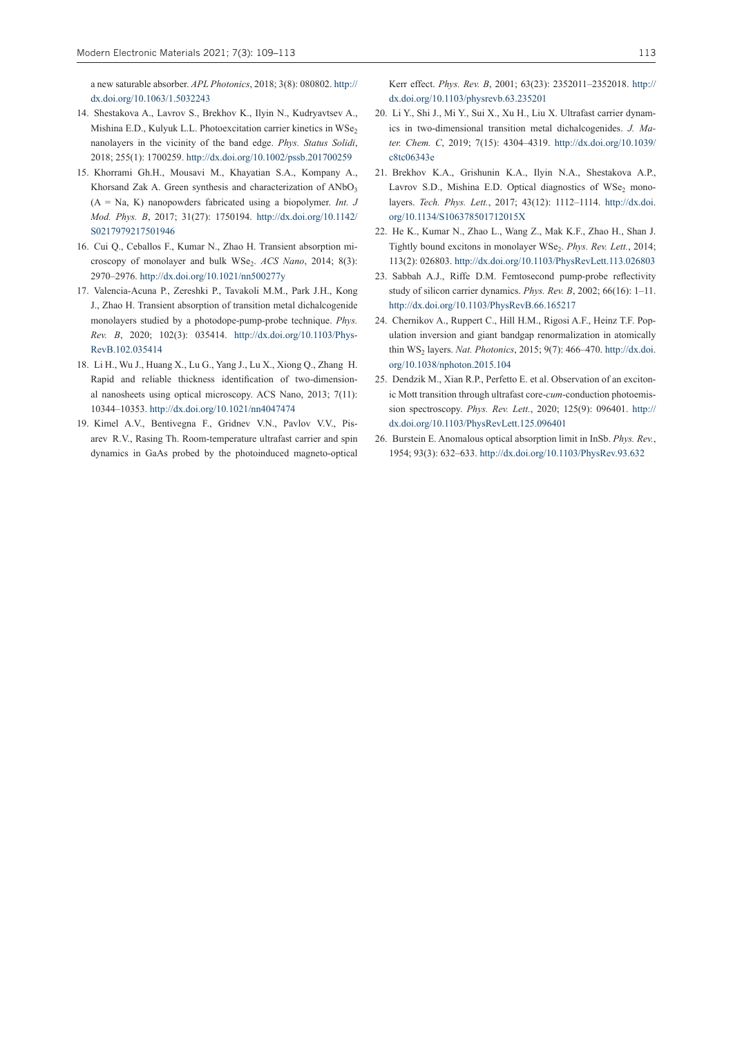a new saturable absorber. *APL Photonics*, 2018; 3(8): 080802. http://dx.doi.org/10.1063/1.5032243

14. Shestakova A., Lavrov S., Brekhov K., Ilyin N., Kudryavtsev A., Mishina E.D., Kulyuk L.L. Photoexcitation carrier kinetics in $WSe_2$ nanolayers in the vicinity of the band edge. *Phys. Status Solidi*, 2018; 255(1): 1700259. http://dx.doi.org/10.1002/pssb.201700259
15. Khorrami Gh.H., Mousavi M., Khayatian S.A., Kompany A., Khorsand Zak A. Green synthesis and characterization of $ANbO_3$ (A = Na, K) nanopowders fabricated using a biopolymer. *Int. J Mod. Phys. B*, 2017; 31(27): 1750194. http://dx.doi.org/10.1142/S0217979217501946
16. Cui Q., Ceballos F., Kumar N., Zhao H. Transient absorption microscopy of monolayer and bulk $WSe_2$. *ACS Nano*, 2014; 8(3): 2970–2976. http://dx.doi.org/10.1021/nn500277y
17. Valencia-Acuna P., Zereshki P., Tavakoli M.M., Park J.H., Kong J., Zhao H. Transient absorption of transition metal dichalcogenide monolayers studied by a photodope-pump-probe technique. *Phys. Rev. B*, 2020; 102(3): 035414. http://dx.doi.org/10.1103/PhysRevB.102.035414
18. Li H., Wu J., Huang X., Lu G., Yang J., Lu X., Xiong Q., Zhang H. Rapid and reliable thickness identification of two-dimensional nanosheets using optical microscopy. ACS Nano, 2013; 7(11): 10344–10353. http://dx.doi.org/10.1021/nn4047474
19. Kimel A.V., Bentivegna F., Gridnev V.N., Pavlov V.V., Pisarev R.V., Rasing Th. Room-temperature ultrafast carrier and spin dynamics in GaAs probed by the photoinduced magneto-optical Kerr effect. *Phys. Rev. B*, 2001; 63(23): 2352011–2352018. http://dx.doi.org/10.1103/physrevb.63.235201
20. Li Y., Shi J., Mi Y., Sui X., Xu H., Liu X. Ultrafast carrier dynamics in two-dimensional transition metal dichalcogenides. *J. Mater. Chem. C*, 2019; 7(15): 4304–4319. http://dx.doi.org/10.1039/c8tc06343e
21. Brekhov K.A., Grishunin K.A., Ilyin N.A., Shestakova A.P., Lavrov S.D., Mishina E.D. Optical diagnostics of $WSe_2$ monolayers. *Tech. Phys. Lett.*, 2017; 43(12): 1112–1114. http://dx.doi.org/10.1134/S106378501712015X
22. He K., Kumar N., Zhao L., Wang Z., Mak K.F., Zhao H., Shan J. Tightly bound excitons in monolayer $WSe_2$. *Phys. Rev. Lett.*, 2014; 113(2): 026803. http://dx.doi.org/10.1103/PhysRevLett.113.026803
23. Sabbah A.J., Riffe D.M. Femtosecond pump-probe reflectivity study of silicon carrier dynamics. *Phys. Rev. B*, 2002; 66(16): 1–11. http://dx.doi.org/10.1103/PhysRevB.66.165217
24. Chernikov A., Ruppert C., Hill H.M., Rigosi A.F., Heinz T.F. Population inversion and giant bandgap renormalization in atomically thin $WS_2$ layers. *Nat. Photonics*, 2015; 9(7): 466–470. http://dx.doi.org/10.1038/nphoton.2015.104
25. Dendzik M., Xian R.P., Perfetto E. et al. Observation of an excitonic Mott transition through ultrafast core-*cum*-conduction photoemission spectroscopy. *Phys. Rev. Lett.*, 2020; 125(9): 096401. http://dx.doi.org/10.1103/PhysRevLett.125.096401
26. Burstein E. Anomalous optical absorption limit in InSb. *Phys. Rev.*, 1954; 93(3): 632–633. http://dx.doi.org/10.1103/PhysRev.93.632